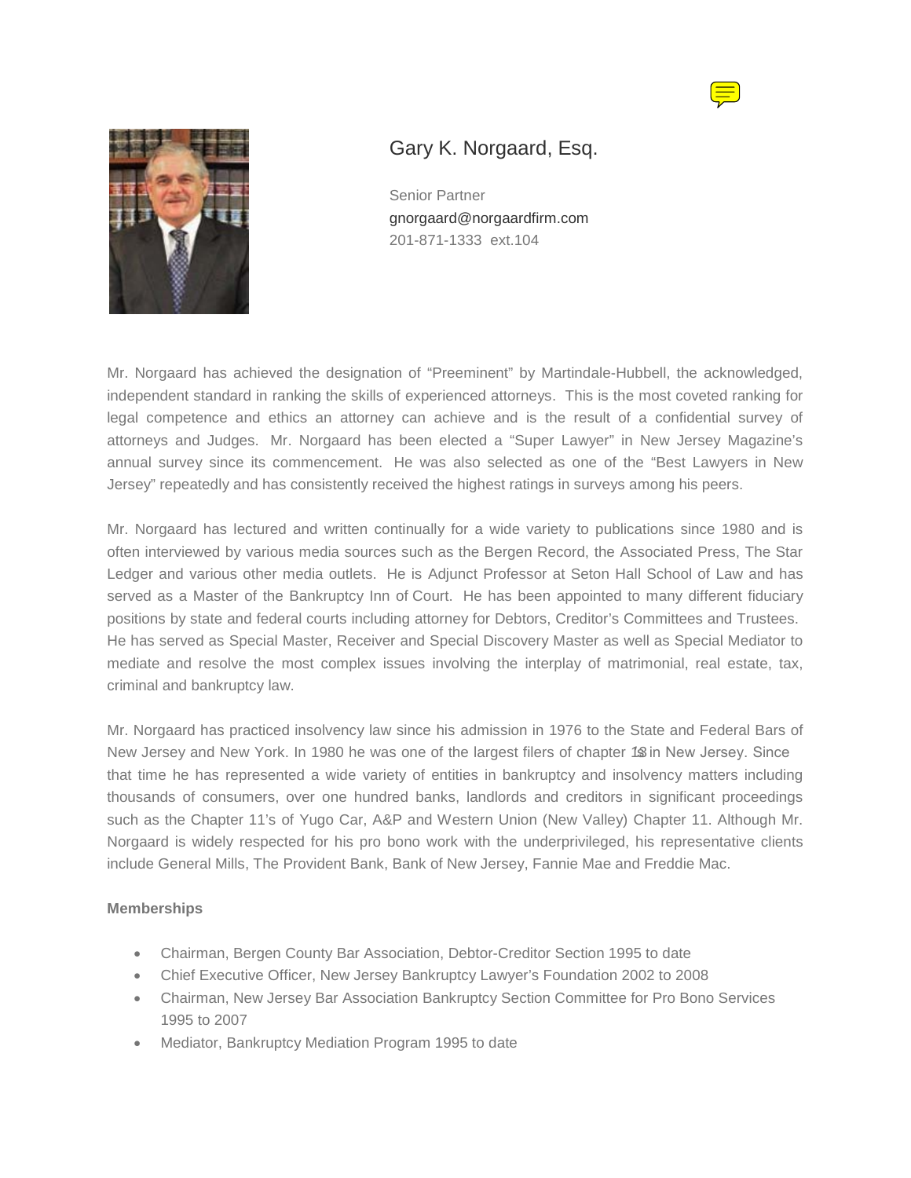# Gary K. Norgaard, Esq.

Senior Partner
gnorgaard@norgaardfirm.com
201-871-1333 ext.104

Mr. Norgaard has achieved the designation of "Preeminent" by Martindale-Hubbell, the acknowledged, independent standard in ranking the skills of experienced attorneys. This is the most coveted ranking for legal competence and ethics an attorney can achieve and is the result of a confidential survey of attorneys and Judges. Mr. Norgaard has been elected a "Super Lawyer" in New Jersey Magazine's annual survey since its commencement. He was also selected as one of the "Best Lawyers in New Jersey" repeatedly and has consistently received the highest ratings in surveys among his peers.

Mr. Norgaard has lectured and written continually for a wide variety to publications since 1980 and is often interviewed by various media sources such as the Bergen Record, the Associated Press, The Star Ledger and various other media outlets. He is Adjunct Professor at Seton Hall School of Law and has served as a Master of the Bankruptcy Inn of Court. He has been appointed to many different fiduciary positions by state and federal courts including attorney for Debtors, Creditor's Committees and Trustees. He has served as Special Master, Receiver and Special Discovery Master as well as Special Mediator to mediate and resolve the most complex issues involving the interplay of matrimonial, real estate, tax, criminal and bankruptcy law.

Mr. Norgaard has practiced insolvency law since his admission in 1976 to the State and Federal Bars of New Jersey and New York. In 1980 he was one of the largest filers of chapter 13 in New Jersey. Since that time he has represented a wide variety of entities in bankruptcy and insolvency matters including thousands of consumers, over one hundred banks, landlords and creditors in significant proceedings such as the Chapter 11's of Yugo Car, A&P and Western Union (New Valley) Chapter 11. Although Mr. Norgaard is widely respected for his pro bono work with the underprivileged, his representative clients include General Mills, The Provident Bank, Bank of New Jersey, Fannie Mae and Freddie Mac.

**Memberships**

- Chairman, Bergen County Bar Association, Debtor-Creditor Section 1995 to date
- Chief Executive Officer, New Jersey Bankruptcy Lawyer's Foundation 2002 to 2008
- Chairman, New Jersey Bar Association Bankruptcy Section Committee for Pro Bono Services 1995 to 2007
- Mediator, Bankruptcy Mediation Program 1995 to date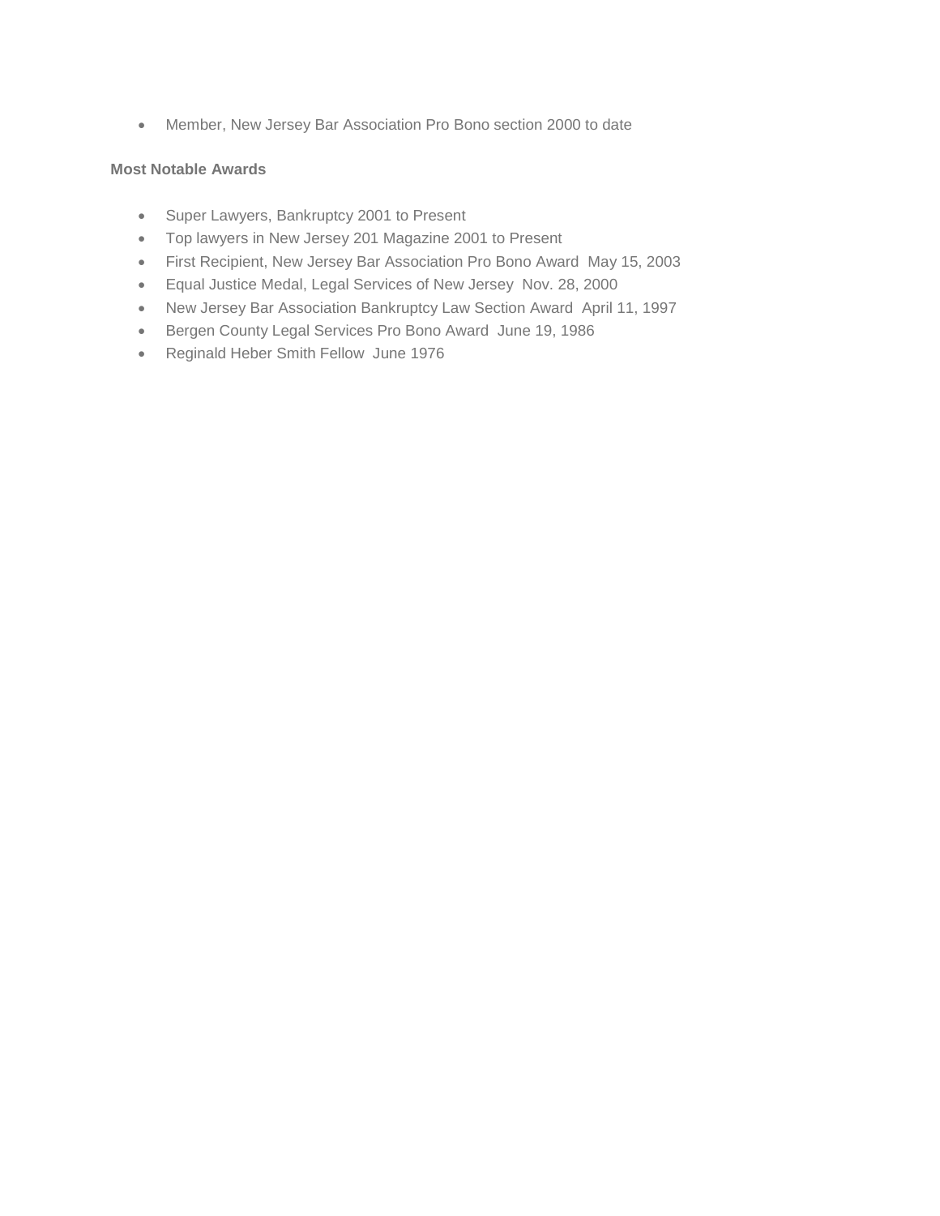- Member, New Jersey Bar Association Pro Bono section 2000 to date

**Most Notable Awards**

- Super Lawyers, Bankruptcy 2001 to Present
- Top lawyers in New Jersey 201 Magazine 2001 to Present
- First Recipient, New Jersey Bar Association Pro Bono Award May 15, 2003
- Equal Justice Medal, Legal Services of New Jersey Nov. 28, 2000
- New Jersey Bar Association Bankruptcy Law Section Award April 11, 1997
- Bergen County Legal Services Pro Bono Award June 19, 1986
- Reginald Heber Smith Fellow June 1976